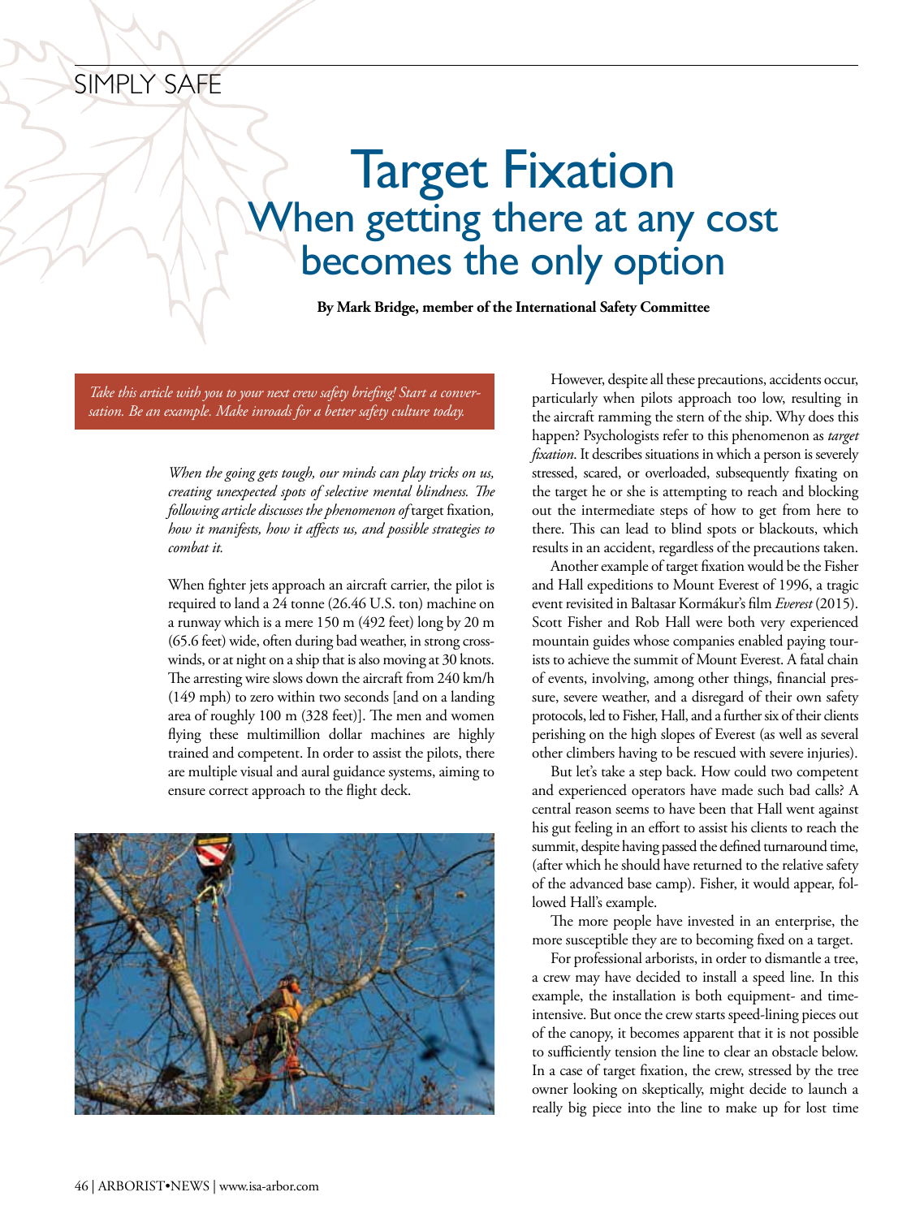SIMPLY SAFE

# Target Fixation
## When getting there at any cost becomes the only option

**By Mark Bridge, member of the International Safety Committee**

*Take this article with you to your next crew safety briefing! Start a conversation. Be an example. Make inroads for a better safety culture today.*

*When the going gets tough, our minds can play tricks on us, creating unexpected spots of selective mental blindness. The following article discusses the phenomenon of* target fixation*, how it manifests, how it affects us, and possible strategies to combat it.*

When fighter jets approach an aircraft carrier, the pilot is required to land a 24 tonne (26.46 U.S. ton) machine on a runway which is a mere 150 m (492 feet) long by 20 m (65.6 feet) wide, often during bad weather, in strong crosswinds, or at night on a ship that is also moving at 30 knots. The arresting wire slows down the aircraft from 240 km/h (149 mph) to zero within two seconds [and on a landing area of roughly 100 m (328 feet)]. The men and women flying these multimillion dollar machines are highly trained and competent. In order to assist the pilots, there are multiple visual and aural guidance systems, aiming to ensure correct approach to the flight deck.

However, despite all these precautions, accidents occur, particularly when pilots approach too low, resulting in the aircraft ramming the stern of the ship. Why does this happen? Psychologists refer to this phenomenon as *target fixation*. It describes situations in which a person is severely stressed, scared, or overloaded, subsequently fixating on the target he or she is attempting to reach and blocking out the intermediate steps of how to get from here to there. This can lead to blind spots or blackouts, which results in an accident, regardless of the precautions taken.

Another example of target fixation would be the Fisher and Hall expeditions to Mount Everest of 1996, a tragic event revisited in Baltasar Kormákur's film *Everest* (2015). Scott Fisher and Rob Hall were both very experienced mountain guides whose companies enabled paying tourists to achieve the summit of Mount Everest. A fatal chain of events, involving, among other things, financial pressure, severe weather, and a disregard of their own safety protocols, led to Fisher, Hall, and a further six of their clients perishing on the high slopes of Everest (as well as several other climbers having to be rescued with severe injuries).

But let's take a step back. How could two competent and experienced operators have made such bad calls? A central reason seems to have been that Hall went against his gut feeling in an effort to assist his clients to reach the summit, despite having passed the defined turnaround time, (after which he should have returned to the relative safety of the advanced base camp). Fisher, it would appear, followed Hall's example.

The more people have invested in an enterprise, the more susceptible they are to becoming fixed on a target.

For professional arborists, in order to dismantle a tree, a crew may have decided to install a speed line. In this example, the installation is both equipment- and time-intensive. But once the crew starts speed-lining pieces out of the canopy, it becomes apparent that it is not possible to sufficiently tension the line to clear an obstacle below. In a case of target fixation, the crew, stressed by the tree owner looking on skeptically, might decide to launch a really big piece into the line to make up for lost time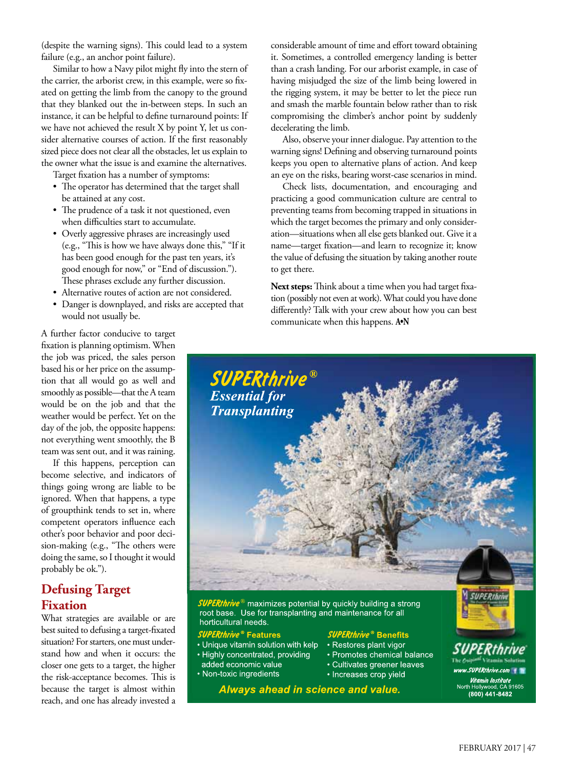(despite the warning signs). This could lead to a system failure (e.g., an anchor point failure).

Similar to how a Navy pilot might fly into the stern of the carrier, the arborist crew, in this example, were so fixated on getting the limb from the canopy to the ground that they blanked out the in-between steps. In such an instance, it can be helpful to define turnaround points: If we have not achieved the result X by point Y, let us consider alternative courses of action. If the first reasonably sized piece does not clear all the obstacles, let us explain to the owner what the issue is and examine the alternatives.

Target fixation has a number of symptoms:

- The operator has determined that the target shall be attained at any cost.
- The prudence of a task it not questioned, even when difficulties start to accumulate.
- Overly aggressive phrases are increasingly used (e.g., "This is how we have always done this," "If it has been good enough for the past ten years, it's good enough for now," or "End of discussion."). These phrases exclude any further discussion.
- Alternative routes of action are not considered.
- Danger is downplayed, and risks are accepted that would not usually be.

A further factor conducive to target fixation is planning optimism. When the job was priced, the sales person based his or her price on the assumption that all would go as well and smoothly as possible—that the A team would be on the job and that the weather would be perfect. Yet on the day of the job, the opposite happens: not everything went smoothly, the B team was sent out, and it was raining.

If this happens, perception can become selective, and indicators of things going wrong are liable to be ignored. When that happens, a type of groupthink tends to set in, where competent operators influence each other's poor behavior and poor decision-making (e.g., "The others were doing the same, so I thought it would probably be ok.").

## Defusing Target Fixation

What strategies are available or are best suited to defusing a target-fixated situation? For starters, one must understand how and when it occurs: the closer one gets to a target, the higher the risk-acceptance becomes. This is because the target is almost within reach, and one has already invested a considerable amount of time and effort toward obtaining it. Sometimes, a controlled emergency landing is better than a crash landing. For our arborist example, in case of having misjudged the size of the limb being lowered in the rigging system, it may be better to let the piece run and smash the marble fountain below rather than to risk compromising the climber's anchor point by suddenly decelerating the limb.

Also, observe your inner dialogue. Pay attention to the warning signs! Defining and observing turnaround points keeps you open to alternative plans of action. And keep an eye on the risks, bearing worst-case scenarios in mind.

Check lists, documentation, and encouraging and practicing a good communication culture are central to preventing teams from becoming trapped in situations in which the target becomes the primary and only consideration—situations when all else gets blanked out. Give it a name—target fixation—and learn to recognize it; know the value of defusing the situation by taking another route to get there.

**Next steps:** Think about a time when you had target fixation (possibly not even at work). What could you have done differently? Talk with your crew about how you can best communicate when this happens. **A•N**

*SUPERthrive®*
*Essential for Transplanting*

*SUPERthrive®* maximizes potential by quickly building a strong root base. Use for transplanting and maintenance for all horticultural needs.

**SUPERthrive® Features**
- Unique vitamin solution with kelp
- Highly concentrated, providing added economic value
- Non-toxic ingredients

**SUPERthrive® Benefits**
- Restores plant vigor
- Promotes chemical balance
- Cultivates greener leaves
- Increases crop yield

*Always ahead in science and value.*

SUPERthrive
The Original Vitamin Solution
www.SUPERthrive.com
Vitamin Institute
North Hollywood, CA 91605
(800) 441-8482